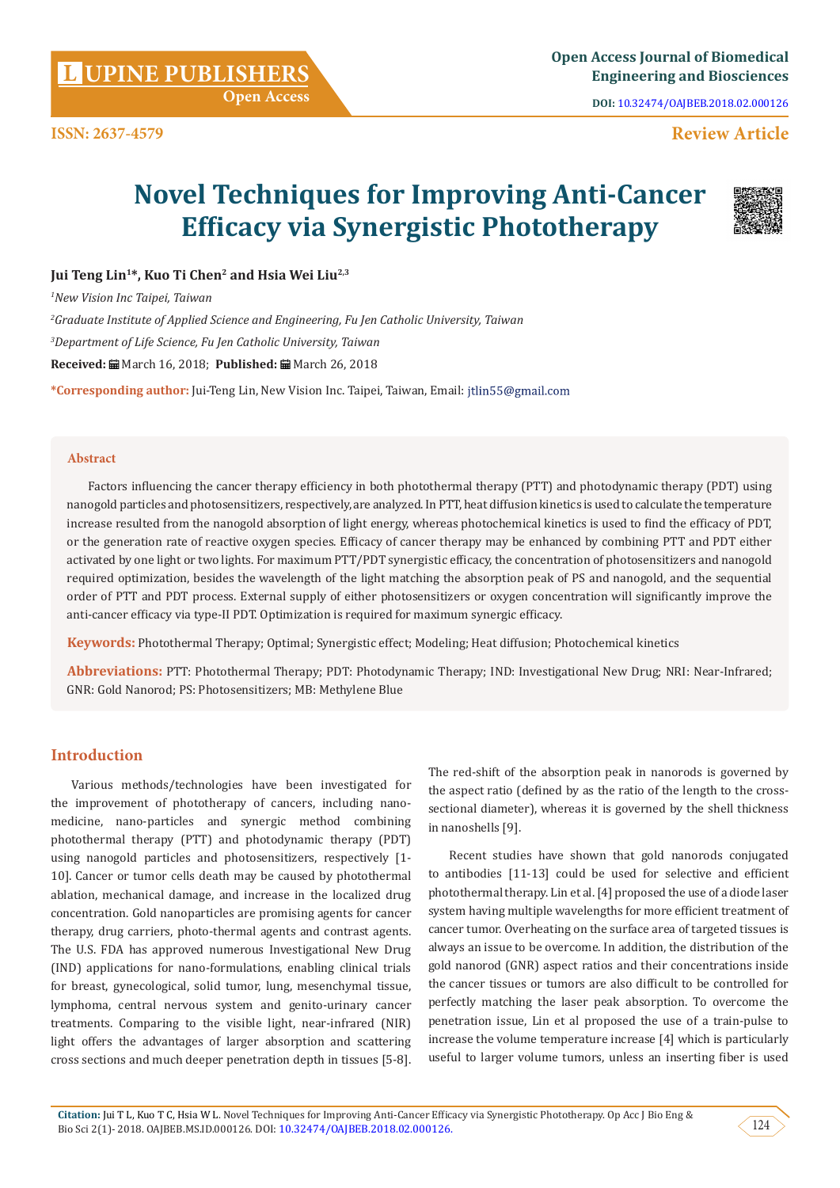Open Access Journal of Biomedical Engineering and Biosciences

DOI: 10.32474/OAJBEB.2018.02.000126

ISSN: 2637-4579

Review Article

# Novel Techniques for Improving Anti-Cancer Efficacy via Synergistic Phototherapy

**Jui Teng Lin[1]*, Kuo Ti Chen[2] and Hsia Wei Liu[2,3]**

*[1]New Vision Inc Taipei, Taiwan*

*[2]Graduate Institute of Applied Science and Engineering, Fu Jen Catholic University, Taiwan*

*[3]Department of Life Science, Fu Jen Catholic University, Taiwan*

**Received:** March 16, 2018; **Published:** March 26, 2018

**\*Corresponding author:** Jui-Teng Lin, New Vision Inc. Taipei, Taiwan, Email: jtlin55@gmail.com

## Abstract

Factors influencing the cancer therapy efficiency in both photothermal therapy (PTT) and photodynamic therapy (PDT) using nanogold particles and photosensitizers, respectively, are analyzed. In PTT, heat diffusion kinetics is used to calculate the temperature increase resulted from the nanogold absorption of light energy, whereas photochemical kinetics is used to find the efficacy of PDT, or the generation rate of reactive oxygen species. Efficacy of cancer therapy may be enhanced by combining PTT and PDT either activated by one light or two lights. For maximum PTT/PDT synergistic efficacy, the concentration of photosensitizers and nanogold required optimization, besides the wavelength of the light matching the absorption peak of PS and nanogold, and the sequential order of PTT and PDT process. External supply of either photosensitizers or oxygen concentration will significantly improve the anti-cancer efficacy via type-II PDT. Optimization is required for maximum synergic efficacy.

**Keywords:** Photothermal Therapy; Optimal; Synergistic effect; Modeling; Heat diffusion; Photochemical kinetics

**Abbreviations:** PTT: Photothermal Therapy; PDT: Photodynamic Therapy; IND: Investigational New Drug; NRI: Near-Infrared; GNR: Gold Nanorod; PS: Photosensitizers; MB: Methylene Blue

## Introduction

Various methods/technologies have been investigated for the improvement of phototherapy of cancers, including nano-medicine, nano-particles and synergic method combining photothermal therapy (PTT) and photodynamic therapy (PDT) using nanogold particles and photosensitizers, respectively [1-10]. Cancer or tumor cells death may be caused by photothermal ablation, mechanical damage, and increase in the localized drug concentration. Gold nanoparticles are promising agents for cancer therapy, drug carriers, photo-thermal agents and contrast agents. The U.S. FDA has approved numerous Investigational New Drug (IND) applications for nano-formulations, enabling clinical trials for breast, gynecological, solid tumor, lung, mesenchymal tissue, lymphoma, central nervous system and genito-urinary cancer treatments. Comparing to the visible light, near-infrared (NIR) light offers the advantages of larger absorption and scattering cross sections and much deeper penetration depth in tissues [5-8]. The red-shift of the absorption peak in nanorods is governed by the aspect ratio (defined by as the ratio of the length to the cross-sectional diameter), whereas it is governed by the shell thickness in nanoshells [9].

Recent studies have shown that gold nanorods conjugated to antibodies [11-13] could be used for selective and efficient photothermal therapy. Lin et al. [4] proposed the use of a diode laser system having multiple wavelengths for more efficient treatment of cancer tumor. Overheating on the surface area of targeted tissues is always an issue to be overcome. In addition, the distribution of the gold nanorod (GNR) aspect ratios and their concentrations inside the cancer tissues or tumors are also difficult to be controlled for perfectly matching the laser peak absorption. To overcome the penetration issue, Lin et al proposed the use of a train-pulse to increase the volume temperature increase [4] which is particularly useful to larger volume tumors, unless an inserting fiber is used

**Citation:** Jui T L, Kuo T C, Hsia W L. Novel Techniques for Improving Anti-Cancer Efficacy via Synergistic Phototherapy. Op Acc J Bio Eng & Bio Sci 2(1)- 2018. OAJBEB.MS.ID.000126. DOI: 10.32474/OAJBEB.2018.02.000126.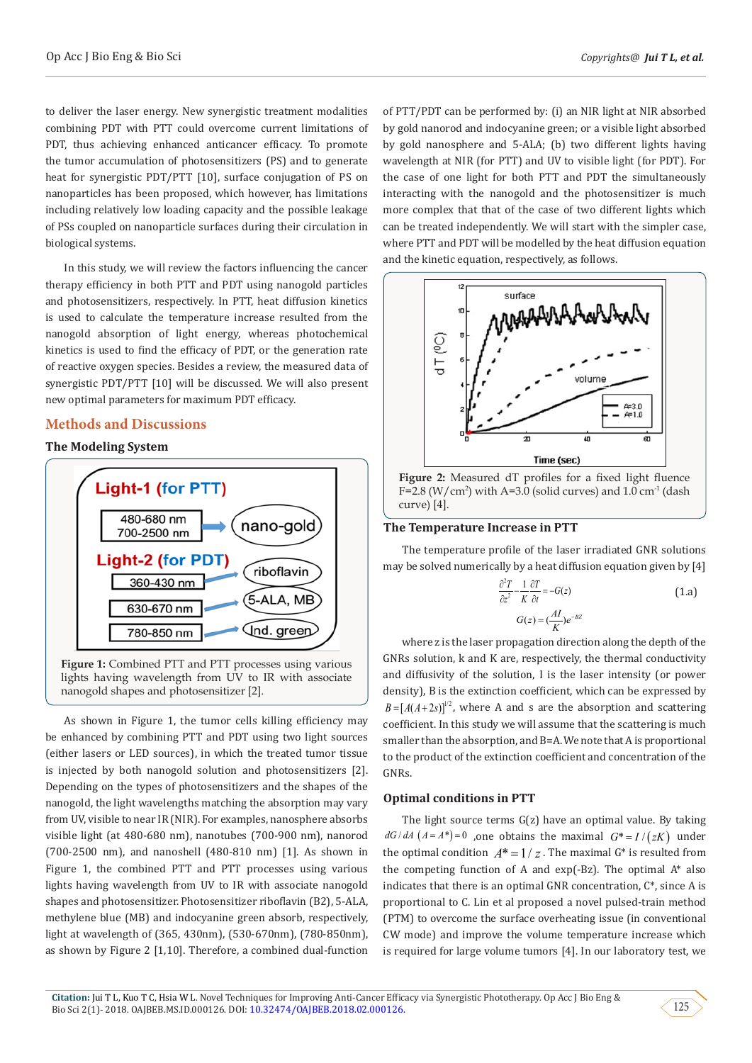to deliver the laser energy. New synergistic treatment modalities combining PDT with PTT could overcome current limitations of PDT, thus achieving enhanced anticancer efficacy. To promote the tumor accumulation of photosensitizers (PS) and to generate heat for synergistic PDT/PTT [10], surface conjugation of PS on nanoparticles has been proposed, which however, has limitations including relatively low loading capacity and the possible leakage of PSs coupled on nanoparticle surfaces during their circulation in biological systems.

In this study, we will review the factors influencing the cancer therapy efficiency in both PTT and PDT using nanogold particles and photosensitizers, respectively. In PTT, heat diffusion kinetics is used to calculate the temperature increase resulted from the nanogold absorption of light energy, whereas photochemical kinetics is used to find the efficacy of PDT, or the generation rate of reactive oxygen species. Besides a review, the measured data of synergistic PDT/PTT [10] will be discussed. We will also present new optimal parameters for maximum PDT efficacy.

## Methods and Discussions

### The Modeling System

Figure 1: Combined PTT and PTT processes using various lights having wavelength from UV to IR with associate nanogold shapes and photosensitizer [2].

As shown in Figure 1, the tumor cells killing efficiency may be enhanced by combining PTT and PDT using two light sources (either lasers or LED sources), in which the treated tumor tissue is injected by both nanogold solution and photosensitizers [2]. Depending on the types of photosensitizers and the shapes of the nanogold, the light wavelengths matching the absorption may vary from UV, visible to near IR (NIR). For examples, nanosphere absorbs visible light (at 480-680 nm), nanotubes (700-900 nm), nanorod (700-2500 nm), and nanoshell (480-810 nm) [1]. As shown in Figure 1, the combined PTT and PTT processes using various lights having wavelength from UV to IR with associate nanogold shapes and photosensitizer. Photosensitizer riboflavin (B2), 5-ALA, methylene blue (MB) and indocyanine green absorb, respectively, light at wavelength of (365, 430nm), (530-670nm), (780-850nm), as shown by Figure 2 [1,10]. Therefore, a combined dual-function of PTT/PDT can be performed by: (i) an NIR light at NIR absorbed by gold nanorod and indocyanine green; or a visible light absorbed by gold nanosphere and 5-ALA; (b) two different lights having wavelength at NIR (for PTT) and UV to visible light (for PDT). For the case of one light for both PTT and PDT the simultaneously interacting with the nanogold and the photosensitizer is much more complex that that of the case of two different lights which can be treated independently. We will start with the simpler case, where PTT and PDT will be modelled by the heat diffusion equation and the kinetic equation, respectively, as follows.

Figure 2: Measured dT profiles for a fixed light fluence F=2.8 (W/cm$^2$) with A=3.0 (solid curves) and 1.0 cm$^{-1}$ (dash curve) [4].

### The Temperature Increase in PTT

The temperature profile of the laser irradiated GNR solutions may be solved numerically by a heat diffusion equation given by [4]

$$\frac{\partial^2 T}{\partial z^2} - \frac{1}{K}\frac{\partial T}{\partial t} = -G(z) \tag{1.a}$$

$$G(z) = \left(\frac{AI}{K}\right)e^{-Bz}$$

where z is the laser propagation direction along the depth of the GNRs solution, k and K are, respectively, the thermal conductivity and diffusivity of the solution, I is the laser intensity (or power density), B is the extinction coefficient, which can be expressed by $B = [A(A+2s)]^{1/2}$, where A and s are the absorption and scattering coefficient. In this study we will assume that the scattering is much smaller than the absorption, and B=A. We note that A is proportional to the product of the extinction coefficient and concentration of the GNRs.

### Optimal conditions in PTT

The light source terms G(z) have an optimal value. By taking $dG/dA\ (A = A^*) = 0$ ,one obtains the maximal $G^* = I/(zK)$ under the optimal condition $A^* = 1/z$. The maximal G* is resulted from the competing function of A and exp(-Bz). The optimal A* also indicates that there is an optimal GNR concentration, C*, since A is proportional to C. Lin et al proposed a novel pulsed-train method (PTM) to overcome the surface overheating issue (in conventional CW mode) and improve the volume temperature increase which is required for large volume tumors [4]. In our laboratory test, we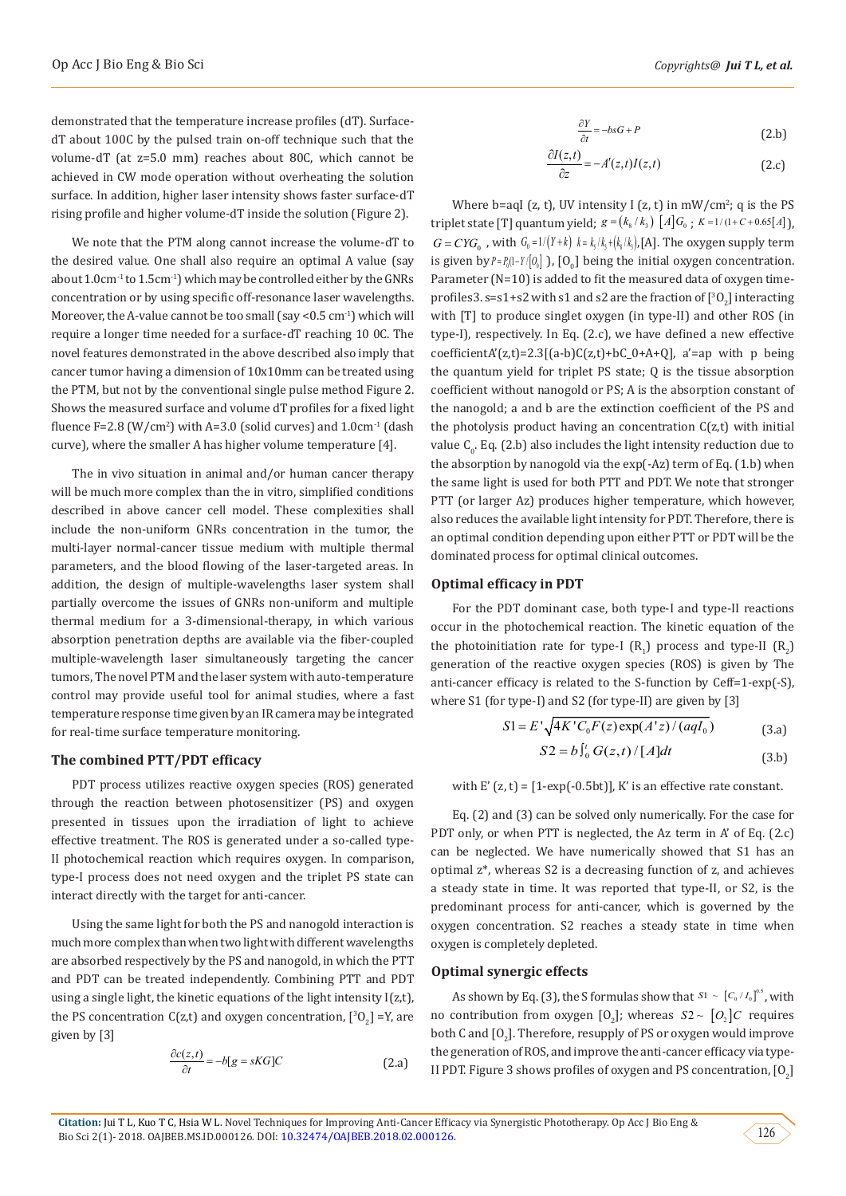demonstrated that the temperature increase profiles (dT). Surface-dT about 100C by the pulsed train on-off technique such that the volume-dT (at z=5.0 mm) reaches about 80C, which cannot be achieved in CW mode operation without overheating the solution surface. In addition, higher laser intensity shows faster surface-dT rising profile and higher volume-dT inside the solution (Figure 2).

We note that the PTM along cannot increase the volume-dT to the desired value. One shall also require an optimal A value (say about 1.0cm$^{-1}$ to 1.5cm$^{-1}$) which may be controlled either by the GNRs concentration or by using specific off-resonance laser wavelengths. Moreover, the A-value cannot be too small (say <0.5 cm$^{-1}$) which will require a longer time needed for a surface-dT reaching 10 0C. The novel features demonstrated in the above described also imply that cancer tumor having a dimension of 10x10mm can be treated using the PTM, but not by the conventional single pulse method Figure 2. Shows the measured surface and volume dT profiles for a fixed light fluence F=2.8 (W/cm$^2$) with A=3.0 (solid curves) and 1.0cm$^{-1}$ (dash curve), where the smaller A has higher volume temperature [4].

The in vivo situation in animal and/or human cancer therapy will be much more complex than the in vitro, simplified conditions described in above cancer cell model. These complexities shall include the non-uniform GNRs concentration in the tumor, the multi-layer normal-cancer tissue medium with multiple thermal parameters, and the blood flowing of the laser-targeted areas. In addition, the design of multiple-wavelengths laser system shall partially overcome the issues of GNRs non-uniform and multiple thermal medium for a 3-dimensional-therapy, in which various absorption penetration depths are available via the fiber-coupled multiple-wavelength laser simultaneously targeting the cancer tumors, The novel PTM and the laser system with auto-temperature control may provide useful tool for animal studies, where a fast temperature response time given by an IR camera may be integrated for real-time surface temperature monitoring.

## The combined PTT/PDT efficacy

PDT process utilizes reactive oxygen species (ROS) generated through the reaction between photosensitizer (PS) and oxygen presented in tissues upon the irradiation of light to achieve effective treatment. The ROS is generated under a so-called type-II photochemical reaction which requires oxygen. In comparison, type-I process does not need oxygen and the triplet PS state can interact directly with the target for anti-cancer.

Using the same light for both the PS and nanogold interaction is much more complex than when two light with different wavelengths are absorbed respectively by the PS and nanogold, in which the PTT and PDT can be treated independently. Combining PTT and PDT using a single light, the kinetic equations of the light intensity I(z,t), the PS concentration C(z,t) and oxygen concentration, [$^3O_2$] =Y, are given by [3]

$$\frac{\partial c(z,t)}{\partial t} = -b[g = sKG]C \tag{2.a}$$

$$\frac{\partial Y}{\partial t} = -bsG + P \tag{2.b}$$

$$\frac{\partial I(z,t)}{\partial z} = -A'(z,t)I(z,t) \tag{2.c}$$

Where b=aqI (z, t), UV intensity I (z, t) in mW/cm$^2$; q is the PS triplet state [T] quantum yield; $g = (k_8/k_3)\ [A]G_0$ ; $K = 1/(1 + C + 0.65[A])$, $G = CYG_0$ , with $G_0 = 1/(Y + k)$ $k = k_5/k_3 + (k_6/k_3)$,[A]. The oxygen supply term is given by $P = P_0(1 - Y/[O_0])$, [$O_0$] being the initial oxygen concentration. Parameter (N=10) is added to fit the measured data of oxygen time-profiles3. s=s1+s2 with s1 and s2 are the fraction of [$^3O_2$] interacting with [T] to produce singlet oxygen (in type-II) and other ROS (in type-I), respectively. In Eq. (2.c), we have defined a new effective coefficientA'(z,t)=2.3[(a-b)C(z,t)+bC_0+A+Q], a'=ap with p being the quantum yield for triplet PS state; Q is the tissue absorption coefficient without nanogold or PS; A is the absorption constant of the nanogold; a and b are the extinction coefficient of the PS and the photolysis product having an concentration C(z,t) with initial value $C_0$. Eq. (2.b) also includes the light intensity reduction due to the absorption by nanogold via the exp(-Az) term of Eq. (1.b) when the same light is used for both PTT and PDT. We note that stronger PTT (or larger Az) produces higher temperature, which however, also reduces the available light intensity for PDT. Therefore, there is an optimal condition depending upon either PTT or PDT will be the dominated process for optimal clinical outcomes.

## Optimal efficacy in PDT

For the PDT dominant case, both type-I and type-II reactions occur in the photochemical reaction. The kinetic equation of the the photoinitiation rate for type-I ($R_1$) process and type-II ($R_2$) generation of the reactive oxygen species (ROS) is given by The anti-cancer efficacy is related to the S-function by Ceff=1-exp(-S), where S1 (for type-I) and S2 (for type-II) are given by [3]

$$S1 = E'\sqrt{4K'C_0F(z)\exp(A'z)/(aqI_0)} \tag{3.a}$$

$$S2 = b\int_0^t G(z,t)/[A]dt \tag{3.b}$$

with E' (z, t) = [1-exp(-0.5bt)], K' is an effective rate constant.

Eq. (2) and (3) can be solved only numerically. For the case for PDT only, or when PTT is neglected, the Az term in A' of Eq. (2.c) can be neglected. We have numerically showed that S1 has an optimal z*, whereas S2 is a decreasing function of z, and achieves a steady state in time. It was reported that type-II, or S2, is the predominant process for anti-cancer, which is governed by the oxygen concentration. S2 reaches a steady state in time when oxygen is completely depleted.

## Optimal synergic effects

As shown by Eq. (3), the S formulas show that $S1 \sim [C_0/I_0]^{0.5}$, with no contribution from oxygen [$O_2$]; whereas $S2 \sim [O_2]C$ requires both C and [$O_2$]. Therefore, resupply of PS or oxygen would improve the generation of ROS, and improve the anti-cancer efficacy via type-II PDT. Figure 3 shows profiles of oxygen and PS concentration, [$O_2$]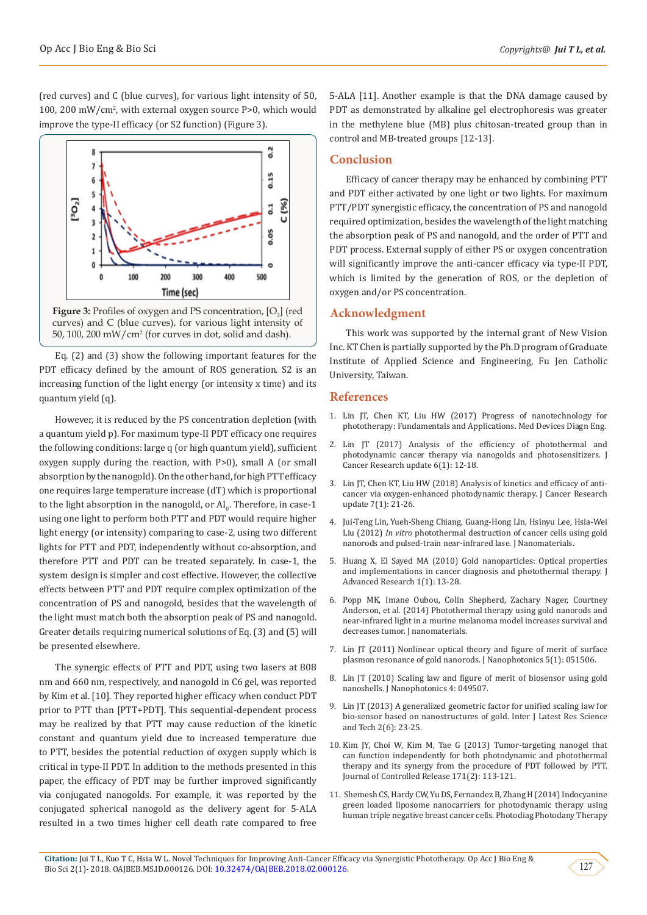(red curves) and C (blue curves), for various light intensity of 50, 100, 200 mW/cm$^2$, with external oxygen source P>0, which would improve the type-II efficacy (or S2 function) (Figure 3).

**Figure 3:** Profiles of oxygen and PS concentration, [$O_2$] (red curves) and C (blue curves), for various light intensity of 50, 100, 200 mW/cm$^2$ (for curves in dot, solid and dash).

Eq. (2) and (3) show the following important features for the PDT efficacy defined by the amount of ROS generation. S2 is an increasing function of the light energy (or intensity x time) and its quantum yield (q).

However, it is reduced by the PS concentration depletion (with a quantum yield p). For maximum type-II PDT efficacy one requires the following conditions: large q (or high quantum yield), sufficient oxygen supply during the reaction, with P>0), small A (or small absorption by the nanogold). On the other hand, for high PTT efficacy one requires large temperature increase (dT) which is proportional to the light absorption in the nanogold, or $AI_0$. Therefore, in case-1 using one light to perform both PTT and PDT would require higher light energy (or intensity) comparing to case-2, using two different lights for PTT and PDT, independently without co-absorption, and therefore PTT and PDT can be treated separately. In case-1, the system design is simpler and cost effective. However, the collective effects between PTT and PDT require complex optimization of the concentration of PS and nanogold, besides that the wavelength of the light must match both the absorption peak of PS and nanogold. Greater details requiring numerical solutions of Eq. (3) and (5) will be presented elsewhere.

The synergic effects of PTT and PDT, using two lasers at 808 nm and 660 nm, respectively, and nanogold in C6 gel, was reported by Kim et al. [10]. They reported higher efficacy when conduct PDT prior to PTT than [PTT+PDT]. This sequential-dependent process may be realized by that PTT may cause reduction of the kinetic constant and quantum yield due to increased temperature due to PTT, besides the potential reduction of oxygen supply which is critical in type-II PDT. In addition to the methods presented in this paper, the efficacy of PDT may be further improved significantly via conjugated nanogolds. For example, it was reported by the conjugated spherical nanogold as the delivery agent for 5-ALA resulted in a two times higher cell death rate compared to free 5-ALA [11]. Another example is that the DNA damage caused by PDT as demonstrated by alkaline gel electrophoresis was greater in the methylene blue (MB) plus chitosan-treated group than in control and MB-treated groups [12-13].

## Conclusion

Efficacy of cancer therapy may be enhanced by combining PTT and PDT either activated by one light or two lights. For maximum PTT/PDT synergistic efficacy, the concentration of PS and nanogold required optimization, besides the wavelength of the light matching the absorption peak of PS and nanogold, and the order of PTT and PDT process. External supply of either PS or oxygen concentration will significantly improve the anti-cancer efficacy via type-II PDT, which is limited by the generation of ROS, or the depletion of oxygen and/or PS concentration.

## Acknowledgment

This work was supported by the internal grant of New Vision Inc. KT Chen is partially supported by the Ph.D program of Graduate Institute of Applied Science and Engineering, Fu Jen Catholic University, Taiwan.

## References

1. Lin JT, Chen KT, Liu HW (2017) Progress of nanotechnology for phototherapy: Fundamentals and Applications. Med Devices Diagn Eng.
2. Lin JT (2017) Analysis of the efficiency of photothermal and photodynamic cancer therapy via nanogolds and photosensitizers. J Cancer Research update 6(1): 12-18.
3. Lin JT, Chen KT, Liu HW (2018) Analysis of kinetics and efficacy of anti-cancer via oxygen-enhanced photodynamic therapy. J Cancer Research update 7(1): 21-26.
4. Jui-Teng Lin, Yueh-Sheng Chiang, Guang-Hong Lin, Hsinyu Lee, Hsia-Wei Liu (2012) *In vitro* photothermal destruction of cancer cells using gold nanorods and pulsed-train near-infrared lase. J Nanomaterials.
5. Huang X, El Sayed MA (2010) Gold nanoparticles: Optical properties and implementations in cancer diagnosis and photothermal therapy. J Advanced Research 1(1): 13-28.
6. Popp MK, Imane Oubou, Colin Shepherd, Zachary Nager, Courtney Anderson, et al. (2014) Photothermal therapy using gold nanorods and near-infrared light in a murine melanoma model increases survival and decreases tumor. J nanomaterials.
7. Lin JT (2011) Nonlinear optical theory and figure of merit of surface plasmon resonance of gold nanorods. J Nanophotonics 5(1): 051506.
8. Lin JT (2010) Scaling law and figure of merit of biosensor using gold nanoshells. J Nanophotonics 4: 049507.
9. Lin JT (2013) A generalized geometric factor for unified scaling law for bio-sensor based on nanostructures of gold. Inter J Latest Res Science and Tech 2(6): 23-25.
10. Kim JY, Choi W, Kim M, Tae G (2013) Tumor-targeting nanogel that can function independently for both photodynamic and photothermal therapy and its synergy from the procedure of PDT followed by PTT. Journal of Controlled Release 171(2): 113-121.
11. Shemesh CS, Hardy CW, Yu DS, Fernandez B, Zhang H (2014) Indocyanine green loaded liposome nanocarriers for photodynamic therapy using human triple negative breast cancer cells. Photodiag Photodany Therapy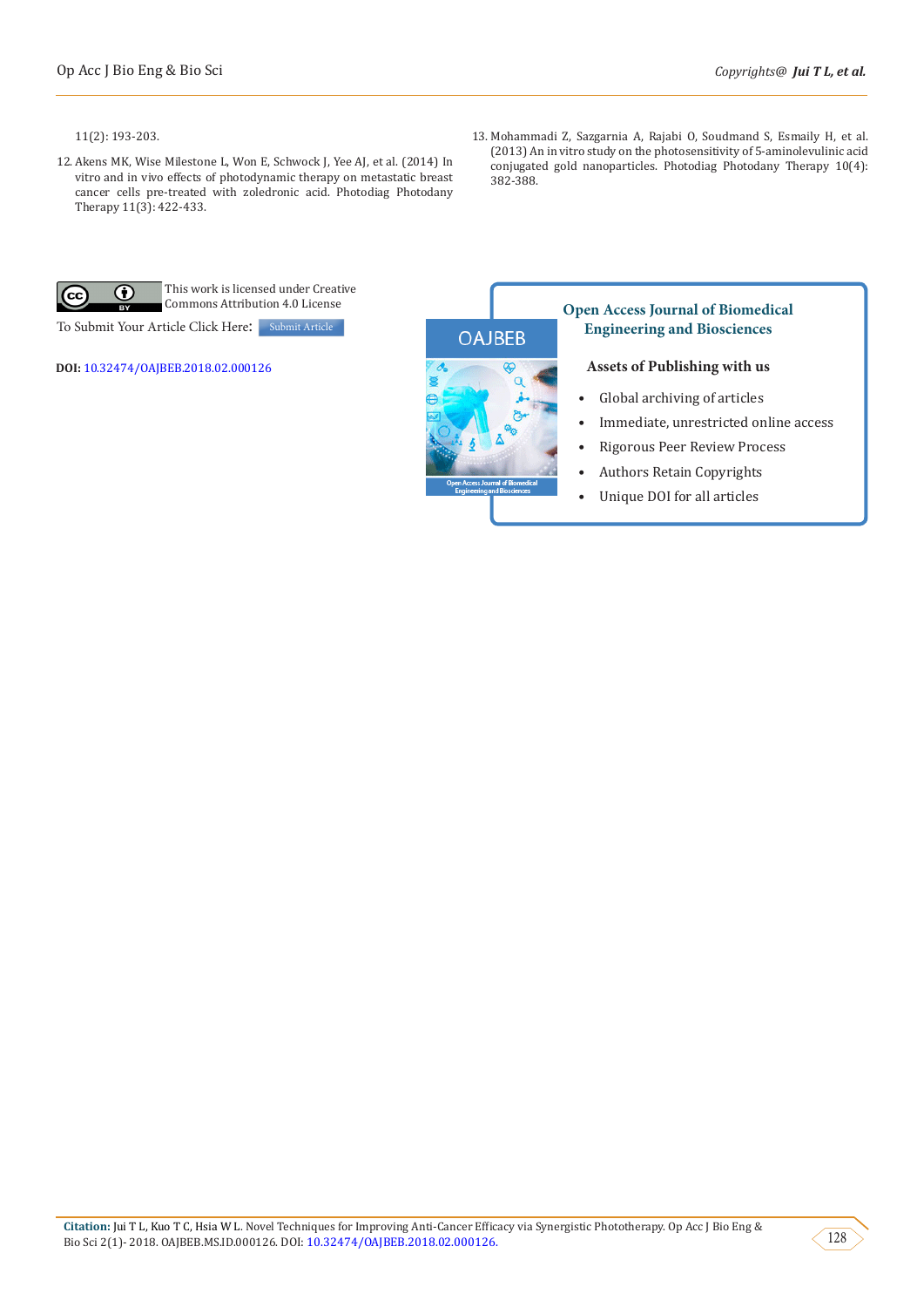11(2): 193-203.

12. Akens MK, Wise Milestone L, Won E, Schwock J, Yee AJ, et al. (2014) In vitro and in vivo effects of photodynamic therapy on metastatic breast cancer cells pre-treated with zoledronic acid. Photodiag Photodany Therapy 11(3): 422-433.

13. Mohammadi Z, Sazgarnia A, Rajabi O, Soudmand S, Esmaily H, et al. (2013) An in vitro study on the photosensitivity of 5-aminolevulinic acid conjugated gold nanoparticles. Photodiag Photodany Therapy 10(4): 382-388.

This work is licensed under Creative Commons Attribution 4.0 License

To Submit Your Article Click Here: Submit Article

**DOI:** 10.32474/OAJBEB.2018.02.000126

**Open Access Journal of Biomedical Engineering and Biosciences**

**Assets of Publishing with us**

- Global archiving of articles
- Immediate, unrestricted online access
- Rigorous Peer Review Process
- Authors Retain Copyrights
- Unique DOI for all articles

**Citation:** Jui T L, Kuo T C, Hsia W L. Novel Techniques for Improving Anti-Cancer Efficacy via Synergistic Phototherapy. Op Acc J Bio Eng & Bio Sci 2(1)- 2018. OAJBEB.MS.ID.000126. DOI: 10.32474/OAJBEB.2018.02.000126.